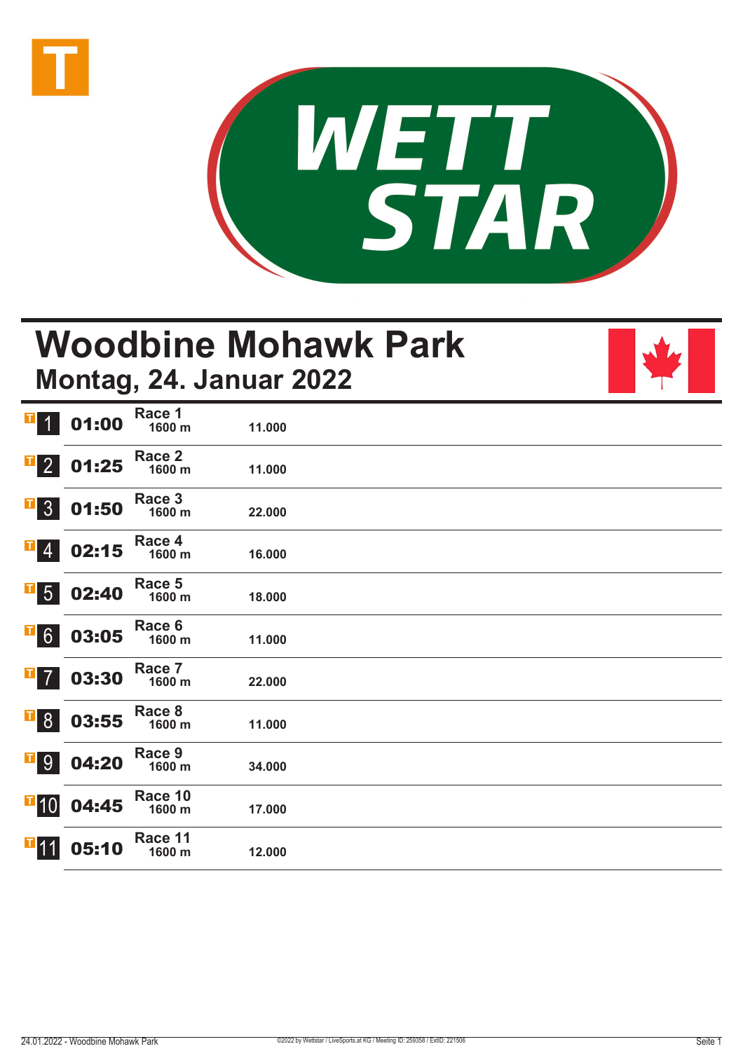# Woodbine Mohawk Park

## Montag, 24. Januar 2022

| | | | | |
|---|---|---|---|---|
| 1 | 01:00 | Race 1 | 1600 m | 11.000 |
| 2 | 01:25 | Race 2 | 1600 m | 11.000 |
| 3 | 01:50 | Race 3 | 1600 m | 22.000 |
| 4 | 02:15 | Race 4 | 1600 m | 16.000 |
| 5 | 02:40 | Race 5 | 1600 m | 18.000 |
| 6 | 03:05 | Race 6 | 1600 m | 11.000 |
| 7 | 03:30 | Race 7 | 1600 m | 22.000 |
| 8 | 03:55 | Race 8 | 1600 m | 11.000 |
| 9 | 04:20 | Race 9 | 1600 m | 34.000 |
| 10 | 04:45 | Race 10 | 1600 m | 17.000 |
| 11 | 05:10 | Race 11 | 1600 m | 12.000 |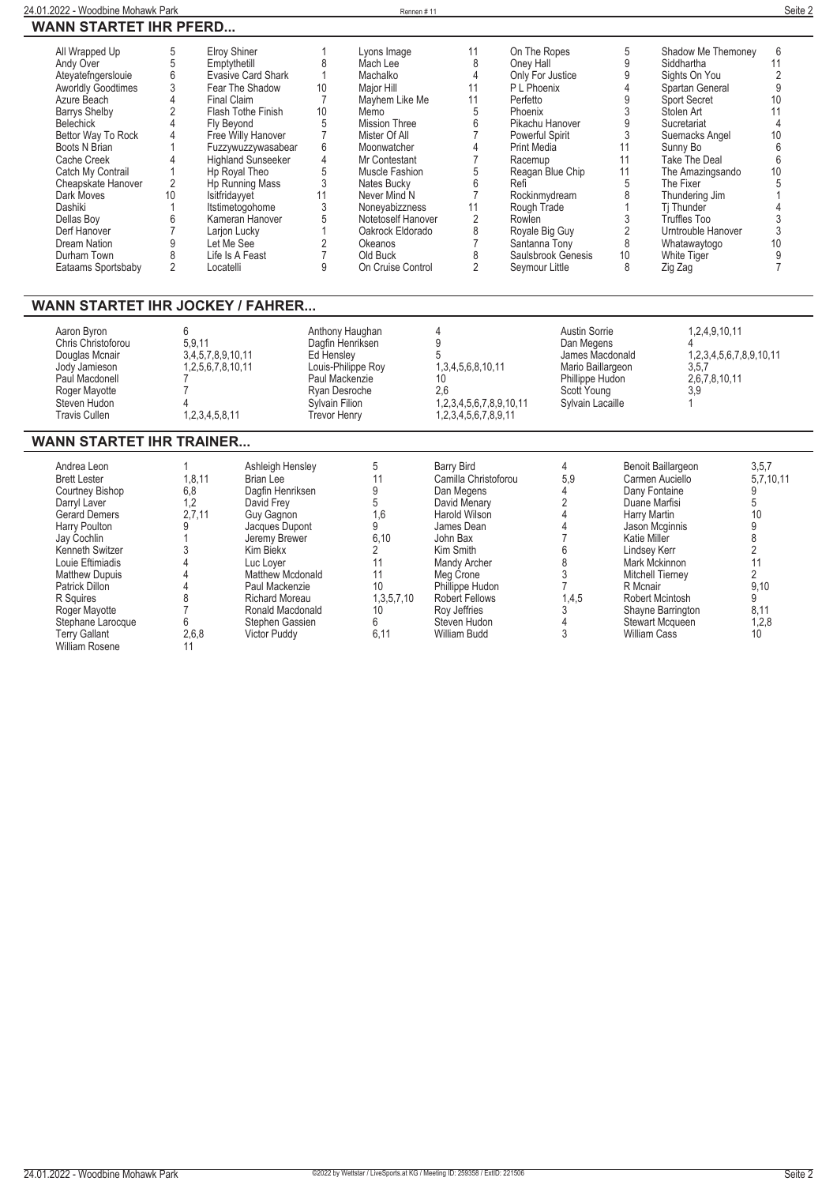## WANN STARTET IHR PFERD...

| | | | | | | | | | |
|---|---|---|---|---|---|---|---|---|---|
| All Wrapped Up | 5 | Elroy Shiner | 1 | Lyons Image | 11 | On The Ropes | 5 | Shadow Me Themoney | 6 |
| Andy Over | 5 | Emptythetill | 8 | Mach Lee | 8 | Oney Hall | 9 | Siddhartha | 11 |
| Ateyatefngerslouie | 6 | Evasive Card Shark | 1 | Machalko | 4 | Only For Justice | 9 | Sights On You | 2 |
| Aworldly Goodtimes | 3 | Fear The Shadow | 10 | Major Hill | 11 | P L Phoenix | 4 | Spartan General | 9 |
| Azure Beach | 4 | Final Claim | 7 | Mayhem Like Me | 11 | Perfetto | 9 | Sport Secret | 10 |
| Barrys Shelby | 2 | Flash Tothe Finish | 10 | Memo | 5 | Phoenix | 3 | Stolen Art | 11 |
| Belechick | 4 | Fly Beyond | 5 | Mission Three | 6 | Pikachu Hanover | 9 | Sucretariat | 4 |
| Bettor Way To Rock | 4 | Free Willy Hanover | 7 | Mister Of All | 7 | Powerful Spirit | 3 | Suemacks Angel | 10 |
| Boots N Brian | 1 | Fuzzywuzzywasabear | 6 | Moonwatcher | 4 | Print Media | 11 | Sunny Bo | 6 |
| Cache Creek | 4 | Highland Sunseeker | 4 | Mr Contestant | 7 | Racemup | 11 | Take The Deal | 6 |
| Catch My Contrail | 1 | Hp Royal Theo | 5 | Muscle Fashion | 5 | Reagan Blue Chip | 11 | The Amazingsando | 10 |
| Cheapskate Hanover | 2 | Hp Running Mass | 3 | Nates Bucky | 6 | Refi | 5 | The Fixer | 5 |
| Dark Moves | 10 | Isitfridayyet | 11 | Never Mind N | 7 | Rockinmydream | 8 | Thundering Jim | 1 |
| Dashiki | 1 | Itstimetogohome | 3 | Noneyabizzness | 11 | Rough Trade | 1 | Tj Thunder | 4 |
| Dellas Boy | 6 | Kameran Hanover | 5 | Notetoself Hanover | 2 | Rowlen | 3 | Truffles Too | 3 |
| Derf Hanover | 7 | Larjon Lucky | 1 | Oakrock Eldorado | 8 | Royale Big Guy | 2 | Urntrouble Hanover | 3 |
| Dream Nation | 9 | Let Me See | 2 | Okeanos | 7 | Santanna Tony | 8 | Whatawaytogo | 10 |
| Durham Town | 8 | Life Is A Feast | 7 | Old Buck | 8 | Saulsbrook Genesis | 10 | White Tiger | 9 |
| Eataams Sportsbaby | 2 | Locatelli | 9 | On Cruise Control | 2 | Seymour Little | 8 | Zig Zag | 7 |

## WANN STARTET IHR JOCKEY / FAHRER...

| | | | | | |
|---|---|---|---|---|---|
| Aaron Byron | 6 | Anthony Haughan | 4 | Austin Sorrie | 1,2,4,9,10,11 |
| Chris Christoforou | 5,9,11 | Dagfin Henriksen | 9 | Dan Megens | 4 |
| Douglas Mcnair | 3,4,5,7,8,9,10,11 | Ed Hensley | 5 | James Macdonald | 1,2,3,4,5,6,7,8,9,10,11 |
| Jody Jamieson | 1,2,5,6,7,8,10,11 | Louis-Philippe Roy | 1,3,4,5,6,8,10,11 | Mario Baillargeon | 3,5,7 |
| Paul Macdonell | 7 | Paul Mackenzie | 10 | Phillippe Hudon | 2,6,7,8,10,11 |
| Roger Mayotte | 7 | Ryan Desroche | 2,6 | Scott Young | 3,9 |
| Steven Hudon | 4 | Sylvain Filion | 1,2,3,4,5,6,7,8,9,10,11 | Sylvain Lacaille | 1 |
| Travis Cullen | 1,2,3,4,5,8,11 | Trevor Henry | 1,2,3,4,5,6,7,8,9,11 | | |

## WANN STARTET IHR TRAINER...

| | | | | | | | | | |
|---|---|---|---|---|---|---|---|---|---|
| Andrea Leon | 1 | Ashleigh Hensley | 5 | Barry Bird | 4 | Benoit Baillargeon | 3,5,7 | | |
| Brett Lester | 1,8,11 | Brian Lee | 11 | Camilla Christoforou | 5,9 | Carmen Auciello | 5,7,10,11 | | |
| Courtney Bishop | 6,8 | Dagfin Henriksen | 9 | Dan Megens | 4 | Dany Fontaine | 9 | | |
| Darryl Laver | 1,2 | David Frey | 5 | David Menary | 2 | Duane Marfisi | 5 | | |
| Gerard Demers | 2,7,11 | Guy Gagnon | 1,6 | Harold Wilson | 4 | Harry Martin | 10 | | |
| Harry Poulton | 9 | Jacques Dupont | 9 | James Dean | 4 | Jason Mcginnis | 9 | | |
| Jay Cochlin | 1 | Jeremy Brewer | 6,10 | John Bax | 7 | Katie Miller | 8 | | |
| Kenneth Switzer | 3 | Kim Biekx | 2 | Kim Smith | 6 | Lindsey Kerr | 2 | | |
| Louie Eftimiadis | 4 | Luc Loyer | 11 | Mandy Archer | 8 | Mark Mckinnon | 11 | | |
| Matthew Dupuis | 4 | Matthew Mcdonald | 11 | Meg Crone | 3 | Mitchell Tierney | 2 | | |
| Patrick Dillon | 4 | Paul Mackenzie | 10 | Phillippe Hudon | 7 | R Mcnair | 9,10 | | |
| R Squires | 8 | Richard Moreau | 1,3,5,7,10 | Robert Fellows | 1,4,5 | Robert Mcintosh | 9 | | |
| Roger Mayotte | 7 | Ronald Macdonald | 10 | Roy Jeffries | 3 | Shayne Barrington | 8,11 | | |
| Stephane Larocque | 6 | Stephen Gassien | 6 | Steven Hudon | 4 | Stewart Mcqueen | 1,2,8 | | |
| Terry Gallant | 2,6,8 | Victor Puddy | 6,11 | William Budd | 3 | William Cass | 10 | | |
| William Rosene | 11 | | | | | | | | |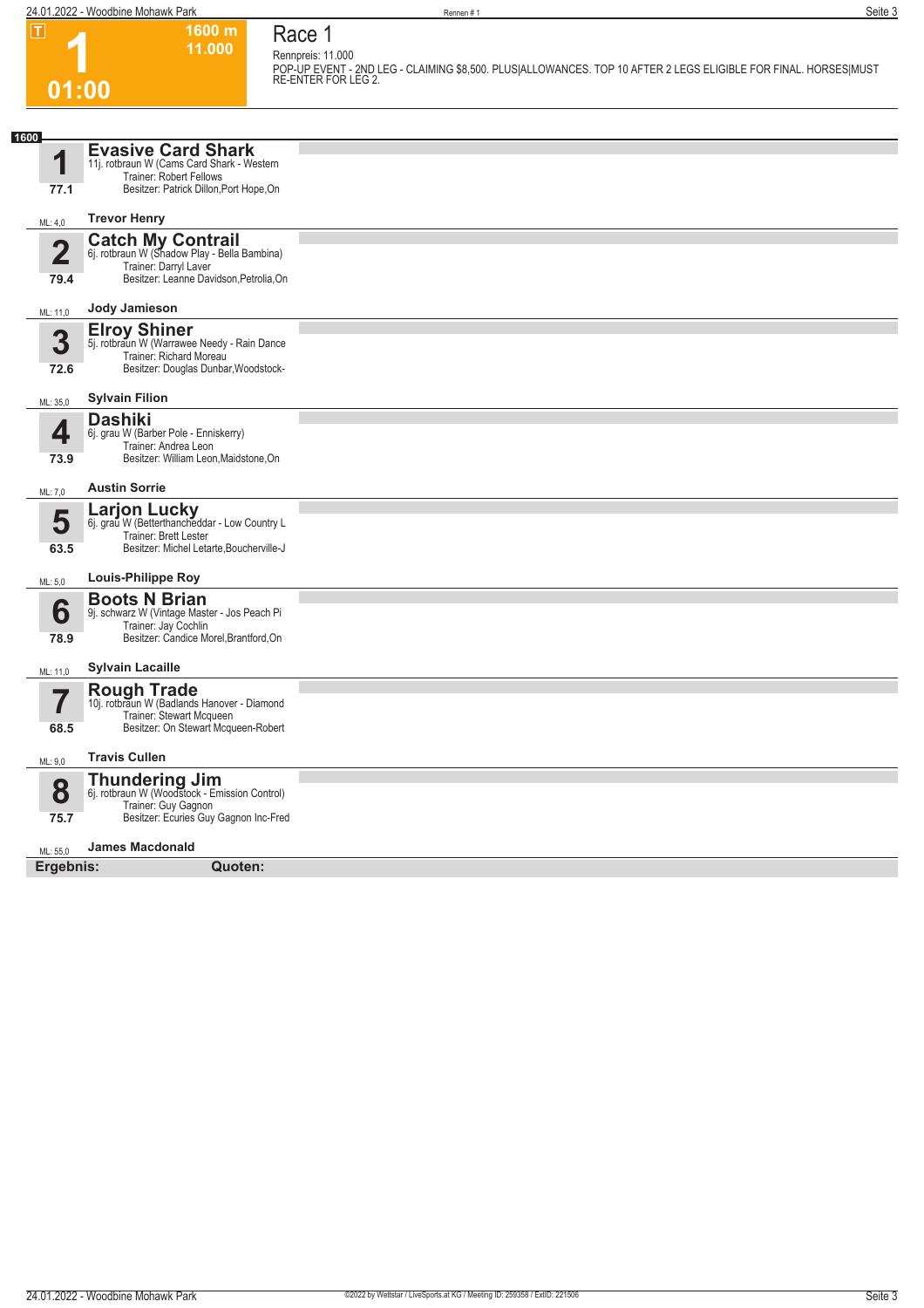T

# 1

01:00

1600 m
11.000

## Race 1

Rennpreis: 11.000

POP-UP EVENT - 2ND LEG - CLAIMING $8,500. PLUS|ALLOWANCES. TOP 10 AFTER 2 LEGS ELIGIBLE FOR FINAL. HORSES|MUST RE-ENTER FOR LEG 2.

1600

**1** 77.1 ML: 4,0
**Evasive Card Shark**
11j. rotbraun W (Cams Card Shark - Western
Trainer: Robert Fellows
Besitzer: Patrick Dillon,Port Hope,On
**Trevor Henry**

**2** 79.4 ML: 11,0
**Catch My Contrail**
6j. rotbraun W (Shadow Play - Bella Bambina)
Trainer: Darryl Laver
Besitzer: Leanne Davidson,Petrolia,On
**Jody Jamieson**

**3** 72.6 ML: 35,0
**Elroy Shiner**
5j. rotbraun W (Warrawee Needy - Rain Dance
Trainer: Richard Moreau
Besitzer: Douglas Dunbar,Woodstock-
**Sylvain Filion**

**4** 73.9 ML: 7,0
**Dashiki**
6j. grau W (Barber Pole - Enniskerry)
Trainer: Andrea Leon
Besitzer: William Leon,Maidstone,On
**Austin Sorrie**

**5** 63.5 ML: 5,0
**Larjon Lucky**
6j. grau W (Betterthancheddar - Low Country L
Trainer: Brett Lester
Besitzer: Michel Letarte,Boucherville-J
**Louis-Philippe Roy**

**6** 78.9 ML: 11,0
**Boots N Brian**
9j. schwarz W (Vintage Master - Jos Peach Pi
Trainer: Jay Cochlin
Besitzer: Candice Morel,Brantford,On
**Sylvain Lacaille**

**7** 68.5 ML: 9,0
**Rough Trade**
10j. rotbraun W (Badlands Hanover - Diamond
Trainer: Stewart Mcqueen
Besitzer: On Stewart Mcqueen-Robert
**Travis Cullen**

**8** 75.7 ML: 55,0
**Thundering Jim**
6j. rotbraun W (Woodstock - Emission Control)
Trainer: Guy Gagnon
Besitzer: Ecuries Guy Gagnon Inc-Fred
**James Macdonald**

**Ergebnis:** **Quoten:**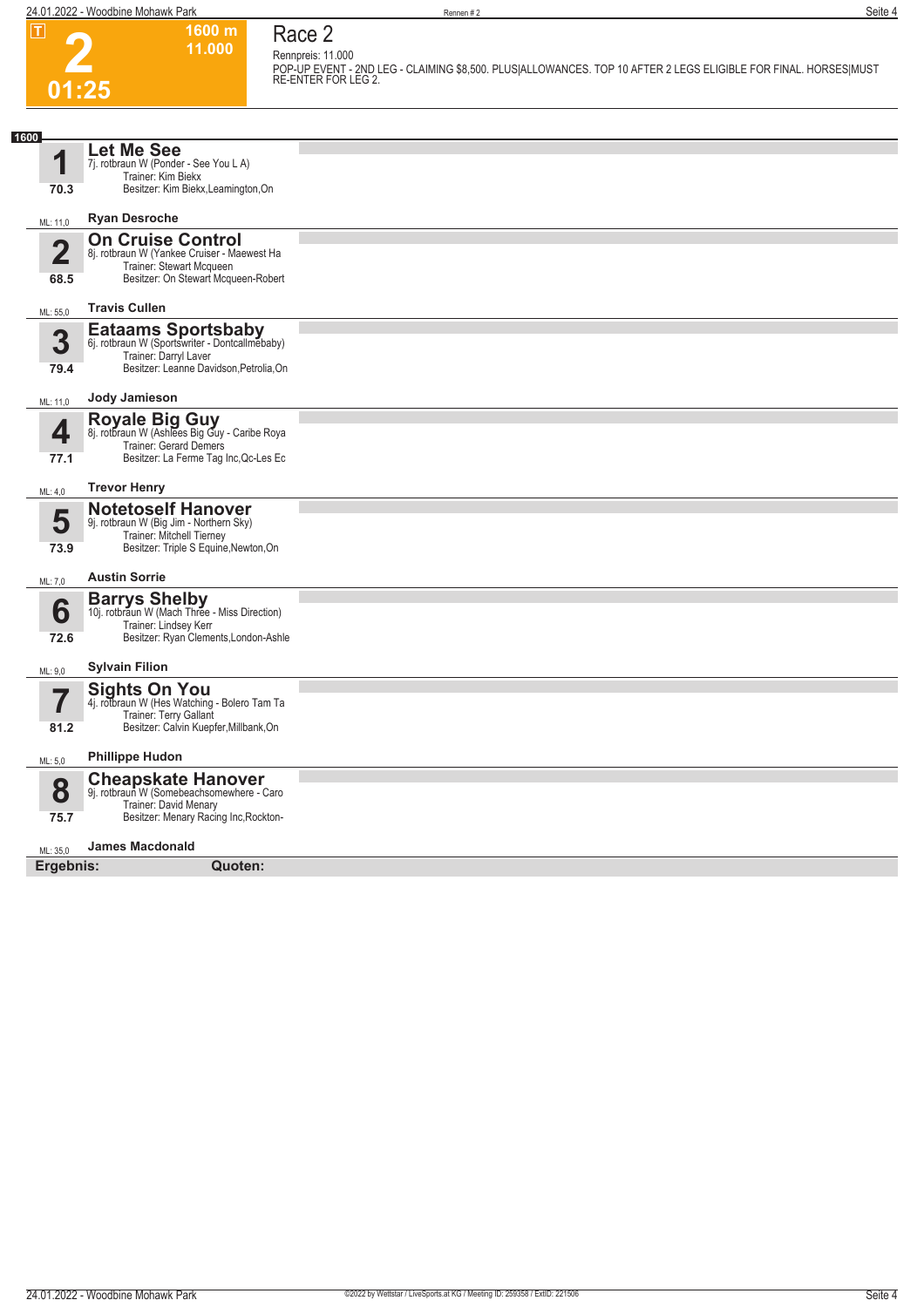# 2

T

1600 m
11.000

01:25

## Race 2

Rennpreis: 11.000

POP-UP EVENT - 2ND LEG - CLAIMING $8,500. PLUS|ALLOWANCES. TOP 10 AFTER 2 LEGS ELIGIBLE FOR FINAL. HORSES|MUST RE-ENTER FOR LEG 2.

1600

**1** **Let Me See**
7j. rotbraun W (Ponder - See You L A)
Trainer: Kim Biekx
Besitzer: Kim Biekx,Leamington,On
70.3
ML: 11,0 **Ryan Desroche**

**2** **On Cruise Control**
8j. rotbraun W (Yankee Cruiser - Maewest Ha
Trainer: Stewart Mcqueen
Besitzer: On Stewart Mcqueen-Robert
68.5
ML: 55,0 **Travis Cullen**

**3** **Eataams Sportsbaby**
6j. rotbraun W (Sportswriter - Dontcallmebaby)
Trainer: Darryl Laver
Besitzer: Leanne Davidson,Petrolia,On
79.4
ML: 11,0 **Jody Jamieson**

**4** **Royale Big Guy**
8j. rotbraun W (Ashlees Big Guy - Caribe Roya
Trainer: Gerard Demers
Besitzer: La Ferme Tag Inc,Qc-Les Ec
77.1
ML: 4,0 **Trevor Henry**

**5** **Notetoself Hanover**
9j. rotbraun W (Big Jim - Northern Sky)
Trainer: Mitchell Tierney
Besitzer: Triple S Equine,Newton,On
73.9
ML: 7,0 **Austin Sorrie**

**6** **Barrys Shelby**
10j. rotbraun W (Mach Three - Miss Direction)
Trainer: Lindsey Kerr
Besitzer: Ryan Clements,London-Ashle
72.6
ML: 9,0 **Sylvain Filion**

**7** **Sights On You**
4j. rotbraun W (Hes Watching - Bolero Tam Ta
Trainer: Terry Gallant
Besitzer: Calvin Kuepfer,Millbank,On
81.2
ML: 5,0 **Phillippe Hudon**

**8** **Cheapskate Hanover**
9j. rotbraun W (Somebeachsomewhere - Caro
Trainer: David Menary
Besitzer: Menary Racing Inc,Rockton-
75.7
ML: 35,0 **James Macdonald**

**Ergebnis:** **Quoten:**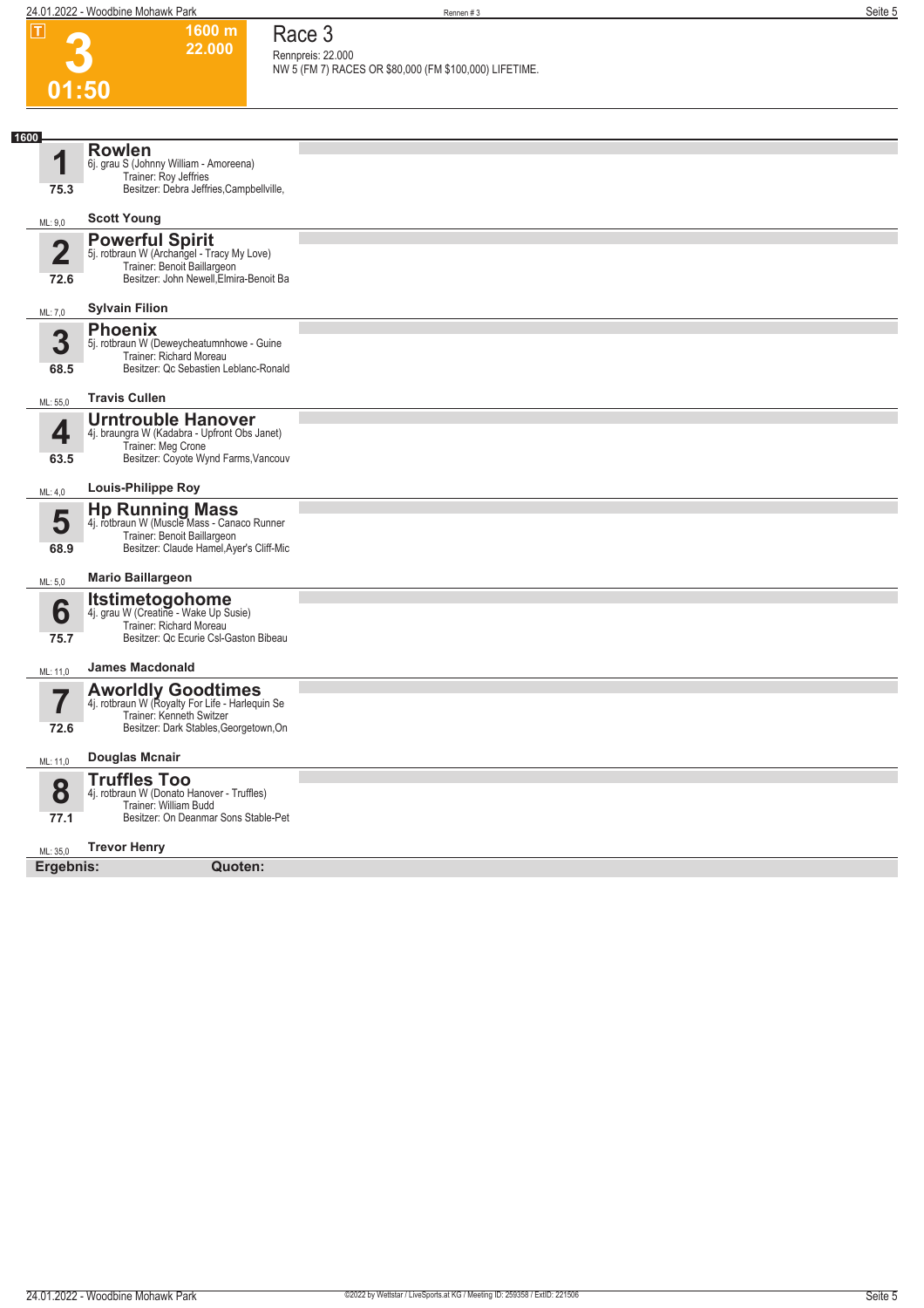# Race 3

**3** — 01:50 — 1600 m — 22.000

Rennpreis: 22.000
NW 5 (FM 7) RACES OR $80,000 (FM $100,000) LIFETIME.

**1600**

**1 Rowlen** (75.3)
6j. grau S (Johnny William - Amoreena)
Trainer: Roy Jeffries
Besitzer: Debra Jeffries,Campbellville,
ML: 9,0 — **Scott Young**

**2 Powerful Spirit** (72.6)
5j. rotbraun W (Archangel - Tracy My Love)
Trainer: Benoit Baillargeon
Besitzer: John Newell,Elmira-Benoit Ba
ML: 7,0 — **Sylvain Filion**

**3 Phoenix** (68.5)
5j. rotbraun W (Deweycheatumnhowe - Guine
Trainer: Richard Moreau
Besitzer: Qc Sebastien Leblanc-Ronald
ML: 55,0 — **Travis Cullen**

**4 Urntrouble Hanover** (63.5)
4j. braungra W (Kadabra - Upfront Obs Janet)
Trainer: Meg Crone
Besitzer: Coyote Wynd Farms,Vancouv
ML: 4,0 — **Louis-Philippe Roy**

**5 Hp Running Mass** (68.9)
4j. rotbraun W (Muscle Mass - Canaco Runner
Trainer: Benoit Baillargeon
Besitzer: Claude Hamel,Ayer's Cliff-Mic
ML: 5,0 — **Mario Baillargeon**

**6 Itstimetogohome** (75.7)
4j. grau W (Creatine - Wake Up Susie)
Trainer: Richard Moreau
Besitzer: Qc Ecurie Csl-Gaston Bibeau
ML: 11,0 — **James Macdonald**

**7 Aworldly Goodtimes** (72.6)
4j. rotbraun W (Royalty For Life - Harlequin Se
Trainer: Kenneth Switzer
Besitzer: Dark Stables,Georgetown,On
ML: 11,0 — **Douglas Mcnair**

**8 Truffles Too** (77.1)
4j. rotbraun W (Donato Hanover - Truffles)
Trainer: William Budd
Besitzer: On Deanmar Sons Stable-Pet
ML: 35,0 — **Trevor Henry**

**Ergebnis:** **Quoten:**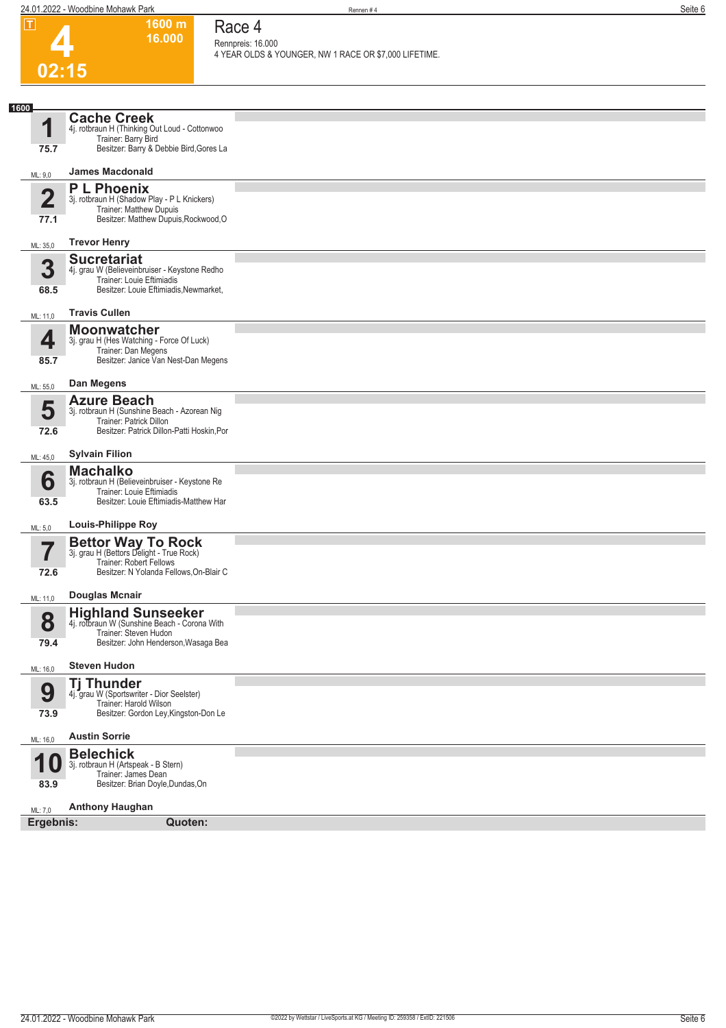# Race 4

**4** 
02:15

1600 m
16.000

Rennpreis: 16.000
4 YEAR OLDS & YOUNGER, NW 1 RACE OR $7,000 LIFETIME.

**1600**

## 1 Cache Creek
4j. rotbraun H (Thinking Out Loud - Cottonwoo
Trainer: Barry Bird
Besitzer: Barry & Debbie Bird,Gores La
75.7
ML: 9,0
**James Macdonald**

## 2 P L Phoenix
3j. rotbraun H (Shadow Play - P L Knickers)
Trainer: Matthew Dupuis
Besitzer: Matthew Dupuis,Rockwood,O
77.1
ML: 35,0
**Trevor Henry**

## 3 Sucretariat
4j. grau W (Believeinbruiser - Keystone Redho
Trainer: Louie Eftimiadis
Besitzer: Louie Eftimiadis,Newmarket,
68.5
ML: 11,0
**Travis Cullen**

## 4 Moonwatcher
3j. grau H (Hes Watching - Force Of Luck)
Trainer: Dan Megens
Besitzer: Janice Van Nest-Dan Megens
85.7
ML: 55,0
**Dan Megens**

## 5 Azure Beach
3j. rotbraun H (Sunshine Beach - Azorean Nig
Trainer: Patrick Dillon
Besitzer: Patrick Dillon-Patti Hoskin,Por
72.6
ML: 45,0
**Sylvain Filion**

## 6 Machalko
3j. rotbraun H (Believeinbruiser - Keystone Re
Trainer: Louie Eftimiadis
Besitzer: Louie Eftimiadis-Matthew Har
63.5
ML: 5,0
**Louis-Philippe Roy**

## 7 Bettor Way To Rock
3j. grau H (Bettors Delight - True Rock)
Trainer: Robert Fellows
Besitzer: N Yolanda Fellows,On-Blair C
72.6
ML: 11,0
**Douglas Mcnair**

## 8 Highland Sunseeker
4j. rotbraun W (Sunshine Beach - Corona With
Trainer: Steven Hudon
Besitzer: John Henderson,Wasaga Bea
79.4
ML: 16,0
**Steven Hudon**

## 9 Tj Thunder
4j. grau W (Sportswriter - Dior Seelster)
Trainer: Harold Wilson
Besitzer: Gordon Ley,Kingston-Don Le
73.9
ML: 16,0
**Austin Sorrie**

## 10 Belechick
3j. rotbraun H (Artspeak - B Stern)
Trainer: James Dean
Besitzer: Brian Doyle,Dundas,On
83.9
ML: 7,0
**Anthony Haughan**

**Ergebnis:** **Quoten:**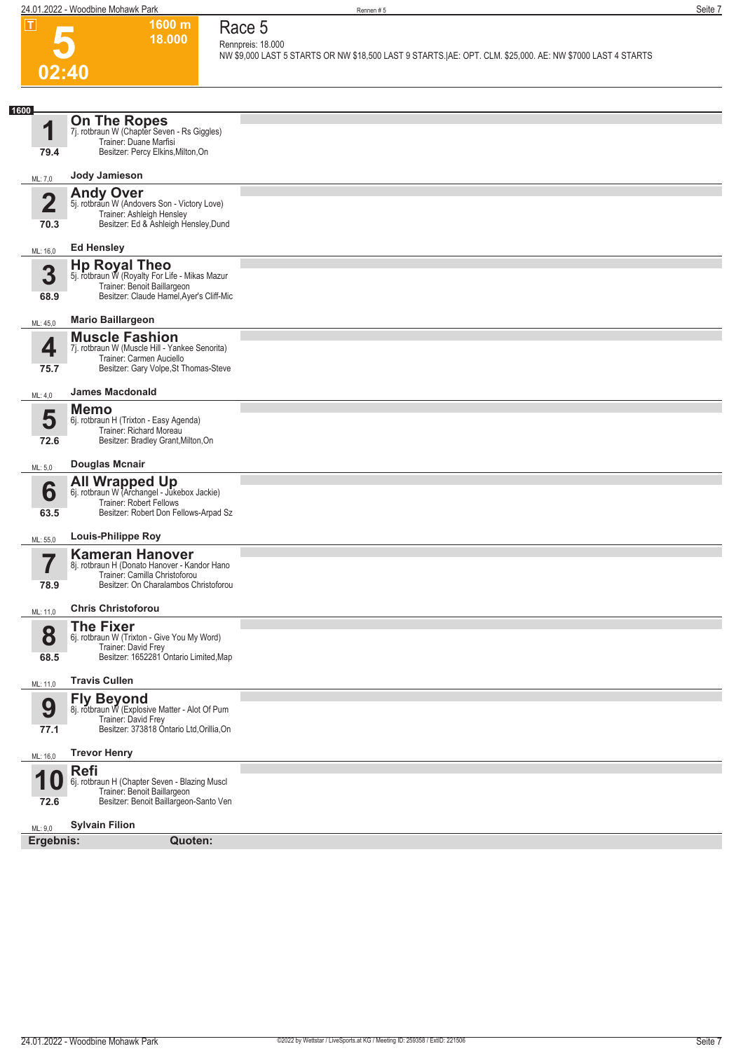# Race 5

**T** **5** 02:40 — 1600 m — 18.000

Rennpreis: 18.000
NW $9,000 LAST 5 STARTS OR NW $18,500 LAST 9 STARTS.|AE: OPT. CLM. $25,000. AE: NW $7000 LAST 4 STARTS

**1600**

**1 On The Ropes**
7j. rotbraun W (Chapter Seven - Rs Giggles)
Trainer: Duane Marfisi
Besitzer: Percy Elkins,Milton,On
79.4
ML: 7,0 — **Jody Jamieson**

**2 Andy Over**
5j. rotbraun W (Andovers Son - Victory Love)
Trainer: Ashleigh Hensley
Besitzer: Ed & Ashleigh Hensley,Dund
70.3
ML: 16,0 — **Ed Hensley**

**3 Hp Royal Theo**
5j. rotbraun W (Royalty For Life - Mikas Mazur
Trainer: Benoit Baillargeon
Besitzer: Claude Hamel,Ayer's Cliff-Mic
68.9
ML: 45,0 — **Mario Baillargeon**

**4 Muscle Fashion**
7j. rotbraun W (Muscle Hill - Yankee Senorita)
Trainer: Carmen Auciello
Besitzer: Gary Volpe,St Thomas-Steve
75.7
ML: 4,0 — **James Macdonald**

**5 Memo**
6j. rotbraun H (Trixton - Easy Agenda)
Trainer: Richard Moreau
Besitzer: Bradley Grant,Milton,On
72.6
ML: 5,0 — **Douglas Mcnair**

**6 All Wrapped Up**
6j. rotbraun W (Archangel - Jukebox Jackie)
Trainer: Robert Fellows
Besitzer: Robert Don Fellows-Arpad Sz
63.5
ML: 55,0 — **Louis-Philippe Roy**

**7 Kameran Hanover**
8j. rotbraun H (Donato Hanover - Kandor Hano
Trainer: Camilla Christoforou
Besitzer: On Charalambos Christoforou
78.9
ML: 11,0 — **Chris Christoforou**

**8 The Fixer**
6j. rotbraun W (Trixton - Give You My Word)
Trainer: David Frey
Besitzer: 1652281 Ontario Limited,Map
68.5
ML: 11,0 — **Travis Cullen**

**9 Fly Beyond**
8j. rotbraun W (Explosive Matter - Alot Of Pum
Trainer: David Frey
Besitzer: 373818 Ontario Ltd,Orillia,On
77.1
ML: 16,0 — **Trevor Henry**

**10 Refi**
6j. rotbraun H (Chapter Seven - Blazing Muscl
Trainer: Benoit Baillargeon
Besitzer: Benoit Baillargeon-Santo Ven
72.6
ML: 9,0 — **Sylvain Filion**

**Ergebnis:** **Quoten:**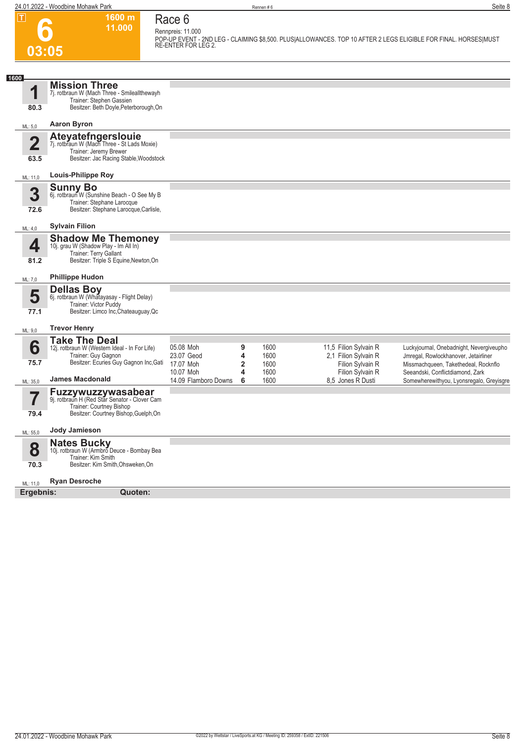# 6

**1600 m**
**11.000**

**03:05**

## Race 6

Rennpreis: 11.000

POP-UP EVENT - 2ND LEG - CLAIMING $8,500. PLUS|ALLOWANCES. TOP 10 AFTER 2 LEGS ELIGIBLE FOR FINAL. HORSES|MUST RE-ENTER FOR LEG 2.

**1600**

### 1 Mission Three
7j. rotbraun W (Mach Three - Smileallthewayh)
Trainer: Stephen Gassien
Besitzer: Beth Doyle,Peterborough,On
80.3
ML: 5,0
**Aaron Byron**

### 2 Ateyatefngerslouie
7j. rotbraun W (Mach Three - St Lads Moxie)
Trainer: Jeremy Brewer
Besitzer: Jac Racing Stable,Woodstock
63.5
ML: 11,0
**Louis-Philippe Roy**

### 3 Sunny Bo
6j. rotbraun W (Sunshine Beach - O See My B
Trainer: Stephane Larocque
Besitzer: Stephane Larocque,Carlisle,
72.6
ML: 4,0
**Sylvain Filion**

### 4 Shadow Me Themoney
10j. grau W (Shadow Play - Im All In)
Trainer: Terry Gallant
Besitzer: Triple S Equine,Newton,On
81.2
ML: 7,0
**Phillippe Hudon**

### 5 Dellas Boy
6j. rotbraun W (Whatayasay - Flight Delay)
Trainer: Victor Puddy
Besitzer: Limco Inc,Chateauguay,Qc
77.1
ML: 9,0
**Trevor Henry**

### 6 Take The Deal
12j. rotbraun W (Western Ideal - In For Life)
Trainer: Guy Gagnon
Besitzer: Ecuries Guy Gagnon Inc,Gati
75.7
ML: 35,0
**James Macdonald**

| | | | | | |
|---|---|---|---|---|---|
| 05.08 Moh | 9 | 1600 | 11,5 | Filion Sylvain R | Luckyjournal, Onebadnight, Nevergiveupho |
| 23.07 Geod | 4 | 1600 | 2,1 | Filion Sylvain R | Jmregal, Rowlockhanover, Jetairliner |
| 17.07 Moh | 2 | 1600 | | Filion Sylvain R | Missmachqueen, Takethedeal, Rocknflo |
| 10.07 Moh | 4 | 1600 | | Filion Sylvain R | Seeandski, Conflictdiamond, Zark |
| 14.09 Flamboro Downs | 6 | 1600 | 8,5 | Jones R Dusti | Somewherewithyou, Lyonsregalo, Greyisgre |

### 7 Fuzzywuzzywasabear
9j. rotbraun H (Red Star Senator - Clover Cam
Trainer: Courtney Bishop
Besitzer: Courtney Bishop,Guelph,On
79.4
ML: 55,0
**Jody Jamieson**

### 8 Nates Bucky
10j. rotbraun W (Armbro Deuce - Bombay Bea
Trainer: Kim Smith
Besitzer: Kim Smith,Ohsweken,On
70.3
ML: 11,0
**Ryan Desroche**

**Ergebnis:** **Quoten:**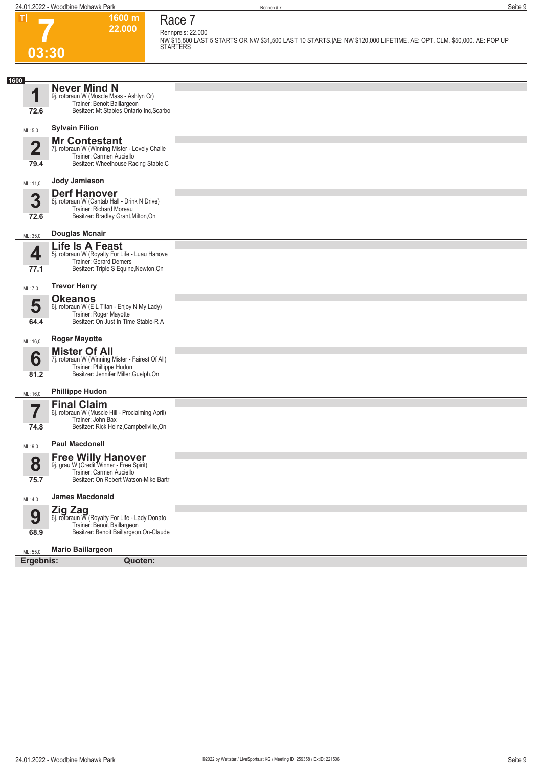# Race 7

**7** — 03:30 — 1600 m — 22.000

Rennpreis: 22.000

NW $15,500 LAST 5 STARTS OR NW $31,500 LAST 10 STARTS.|AE: NW $120,000 LIFETIME. AE: OPT. CLM. $50,000. AE:|POP UP STARTERS

**1600**

## 1 Never Mind N
9j. rotbraun W (Muscle Mass - Ashlyn Cr)
Trainer: Benoit Baillargeon
Besitzer: Mt Stables Ontario Inc,Scarbo
72.6
ML: 5,0 — **Sylvain Filion**

## 2 Mr Contestant
7j. rotbraun W (Winning Mister - Lovely Challe
Trainer: Carmen Auciello
Besitzer: Wheelhouse Racing Stable,C
79.4
ML: 11,0 — **Jody Jamieson**

## 3 Derf Hanover
8j. rotbraun W (Cantab Hall - Drink N Drive)
Trainer: Richard Moreau
Besitzer: Bradley Grant,Milton,On
72.6
ML: 35,0 — **Douglas Mcnair**

## 4 Life Is A Feast
5j. rotbraun W (Royalty For Life - Luau Hanove
Trainer: Gerard Demers
Besitzer: Triple S Equine,Newton,On
77.1
ML: 7,0 — **Trevor Henry**

## 5 Okeanos
6j. rotbraun W (E L Titan - Enjoy N My Lady)
Trainer: Roger Mayotte
Besitzer: On Just In Time Stable-R A
64.4
ML: 16,0 — **Roger Mayotte**

## 6 Mister Of All
7j. rotbraun W (Winning Mister - Fairest Of All)
Trainer: Phillippe Hudon
Besitzer: Jennifer Miller,Guelph,On
81.2
ML: 16,0 — **Phillippe Hudon**

## 7 Final Claim
6j. rotbraun W (Muscle Hill - Proclaiming April)
Trainer: John Bax
Besitzer: Rick Heinz,Campbellville,On
74.8
ML: 9,0 — **Paul Macdonell**

## 8 Free Willy Hanover
9j. grau W (Credit Winner - Free Spirit)
Trainer: Carmen Auciello
Besitzer: On Robert Watson-Mike Bartr
75.7
ML: 4,0 — **James Macdonald**

## 9 Zig Zag
6j. rotbraun W (Royalty For Life - Lady Donato
Trainer: Benoit Baillargeon
Besitzer: Benoit Baillargeon,On-Claude
68.9
ML: 55,0 — **Mario Baillargeon**

**Ergebnis:** **Quoten:**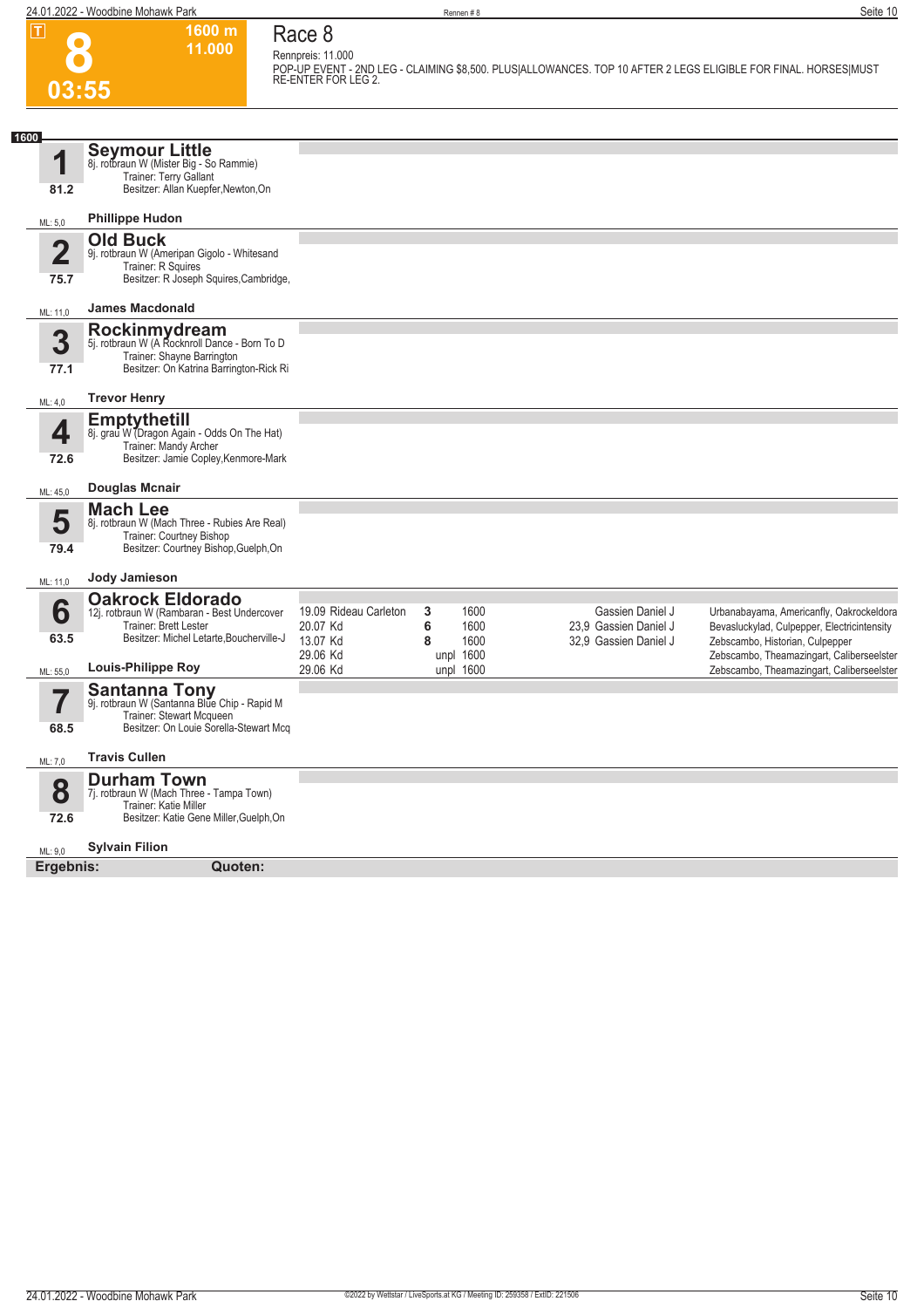**8** **1600 m** **11.000** **03:55**

# Race 8

Rennpreis: 11.000

POP-UP EVENT - 2ND LEG - CLAIMING $8,500. PLUS|ALLOWANCES. TOP 10 AFTER 2 LEGS ELIGIBLE FOR FINAL. HORSES|MUST RE-ENTER FOR LEG 2.

**1600**

## 1 Seymour Little
8j. rotbraun W (Mister Big - So Rammie)
Trainer: Terry Gallant
Besitzer: Allan Kuepfer,Newton,On
81.2
ML: 5,0 **Phillippe Hudon**

## 2 Old Buck
9j. rotbraun W (Ameripan Gigolo - Whitesand
Trainer: R Squires
Besitzer: R Joseph Squires,Cambridge,
75.7
ML: 11,0 **James Macdonald**

## 3 Rockinmydream
5j. rotbraun W (A Rocknroll Dance - Born To D
Trainer: Shayne Barrington
Besitzer: On Katrina Barrington-Rick Ri
77.1
ML: 4,0 **Trevor Henry**

## 4 Emptythetill
8j. grau W (Dragon Again - Odds On The Hat)
Trainer: Mandy Archer
Besitzer: Jamie Copley,Kenmore-Mark
72.6
ML: 45,0 **Douglas Mcnair**

## 5 Mach Lee
8j. rotbraun W (Mach Three - Rubies Are Real)
Trainer: Courtney Bishop
Besitzer: Courtney Bishop,Guelph,On
79.4
ML: 11,0 **Jody Jamieson**

## 6 Oakrock Eldorado
12j. rotbraun W (Rambaran - Best Undercover
Trainer: Brett Lester
Besitzer: Michel Letarte,Boucherville-J
63.5
ML: 55,0 **Louis-Philippe Roy**

| | | | | | |
|---|---|---|---|---|---|
| 19.09 Rideau Carleton | 3 | 1600 | | Gassien Daniel J | Urbanabayama, Americanfly, Oakrockeldora |
| 20.07 Kd | 6 | 1600 | 23,9 | Gassien Daniel J | Bevasluckylad, Culpepper, Electricintensity |
| 13.07 Kd | 8 | 1600 | 32,9 | Gassien Daniel J | Zebscambo, Historian, Culpepper |
| 29.06 Kd | unpl | 1600 | | | Zebscambo, Theamazingart, Caliberseelster |
| 29.06 Kd | unpl | 1600 | | | Zebscambo, Theamazingart, Caliberseelster |

## 7 Santanna Tony
9j. rotbraun W (Santanna Blue Chip - Rapid M
Trainer: Stewart Mcqueen
Besitzer: On Louie Sorella-Stewart Mcq
68.5
ML: 7,0 **Travis Cullen**

## 8 Durham Town
7j. rotbraun W (Mach Three - Tampa Town)
Trainer: Katie Miller
Besitzer: Katie Gene Miller,Guelph,On
72.6
ML: 9,0 **Sylvain Filion**

**Ergebnis:** **Quoten:**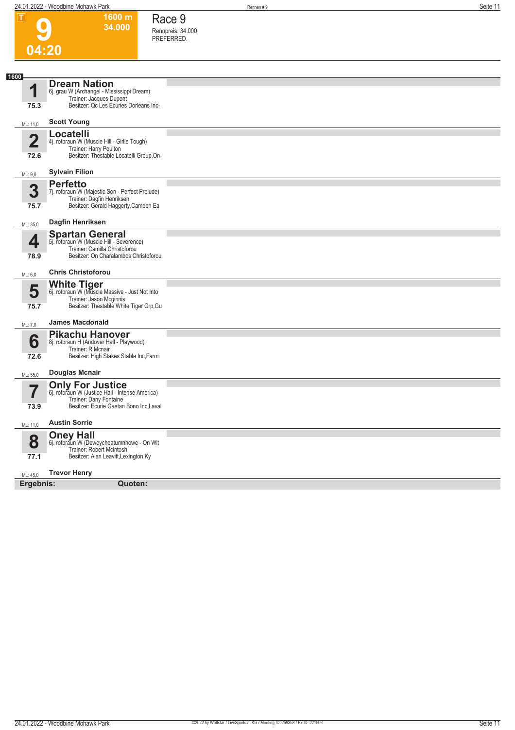# 9

**T**

**1600 m**
**34.000**

**04:20**

## Race 9

Rennpreis: 34.000
PREFERRED.

**1600**

### 1 Dream Nation
6j. grau W (Archangel - Mississippi Dream)
Trainer: Jacques Dupont
Besitzer: Qc Les Ecuries Dorleans Inc-
75.3
ML: 11,0 **Scott Young**

### 2 Locatelli
4j. rotbraun W (Muscle Hill - Girlie Tough)
Trainer: Harry Poulton
Besitzer: Thestable Locatelli Group,On-
72.6
ML: 9,0 **Sylvain Filion**

### 3 Perfetto
7j. rotbraun W (Majestic Son - Perfect Prelude)
Trainer: Dagfin Henriksen
Besitzer: Gerald Haggerty,Camden Ea
75.7
ML: 35,0 **Dagfin Henriksen**

### 4 Spartan General
5j. rotbraun W (Muscle Hill - Severence)
Trainer: Camilla Christoforou
Besitzer: On Charalambos Christoforou
78.9
ML: 6,0 **Chris Christoforou**

### 5 White Tiger
6j. rotbraun W (Muscle Massive - Just Not Into
Trainer: Jason Mcginnis
Besitzer: Thestable White Tiger Grp,Gu
75.7
ML: 7,0 **James Macdonald**

### 6 Pikachu Hanover
8j. rotbraun H (Andover Hall - Playwood)
Trainer: R Mcnair
Besitzer: High Stakes Stable Inc,Farmi
72.6
ML: 55,0 **Douglas Mcnair**

### 7 Only For Justice
6j. rotbraun W (Justice Hall - Intense America)
Trainer: Dany Fontaine
Besitzer: Ecurie Gaetan Bono Inc,Laval
73.9
ML: 11,0 **Austin Sorrie**

### 8 Oney Hall
6j. rotbraun W (Deweycheatumnhowe - On Wit
Trainer: Robert Mcintosh
Besitzer: Alan Leavitt,Lexington,Ky
77.1
ML: 45,0 **Trevor Henry**

**Ergebnis:** **Quoten:**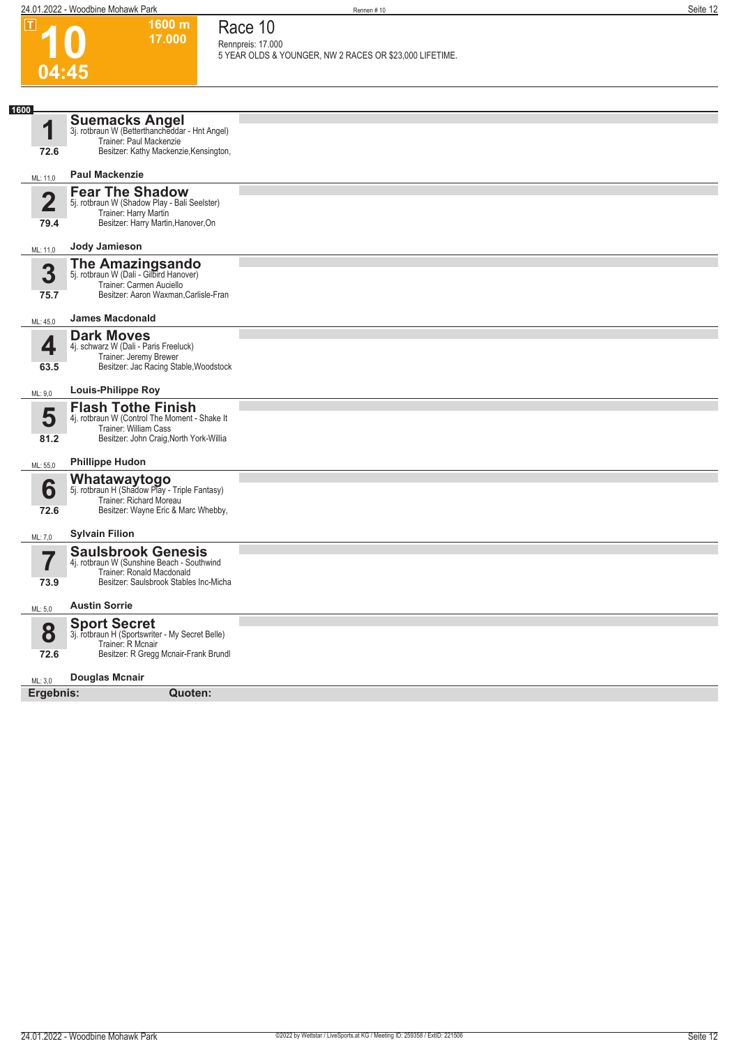# 10

**1600 m**
**17.000**

**04:45**

## Race 10

Rennpreis: 17.000

5 YEAR OLDS & YOUNGER, NW 2 RACES OR $23,000 LIFETIME.

**1600**

### 1 Suemacks Angel
3j. rotbraun W (Betterthancheddar - Hnt Angel)
Trainer: Paul Mackenzie
Besitzer: Kathy Mackenzie,Kensington,
72.6
ML: 11,0
**Paul Mackenzie**

### 2 Fear The Shadow
5j. rotbraun W (Shadow Play - Bali Seelster)
Trainer: Harry Martin
Besitzer: Harry Martin,Hanover,On
79.4
ML: 11,0
**Jody Jamieson**

### 3 The Amazingsando
5j. rotbraun W (Dali - Gilbird Hanover)
Trainer: Carmen Auciello
Besitzer: Aaron Waxman,Carlisle-Fran
75.7
ML: 45,0
**James Macdonald**

### 4 Dark Moves
4j. schwarz W (Dali - Paris Freeluck)
Trainer: Jeremy Brewer
Besitzer: Jac Racing Stable,Woodstock
63.5
ML: 9,0
**Louis-Philippe Roy**

### 5 Flash Tothe Finish
4j. rotbraun W (Control The Moment - Shake It
Trainer: William Cass
Besitzer: John Craig,North York-Willia
81.2
ML: 55,0
**Phillippe Hudon**

### 6 Whatawaytogo
5j. rotbraun H (Shadow Play - Triple Fantasy)
Trainer: Richard Moreau
Besitzer: Wayne Eric & Marc Whebby,
72.6
ML: 7,0
**Sylvain Filion**

### 7 Saulsbrook Genesis
4j. rotbraun W (Sunshine Beach - Southwind
Trainer: Ronald Macdonald
Besitzer: Saulsbrook Stables Inc-Micha
73.9
ML: 5,0
**Austin Sorrie**

### 8 Sport Secret
3j. rotbraun H (Sportswriter - My Secret Belle)
Trainer: R Mcnair
Besitzer: R Gregg Mcnair-Frank Brundl
72.6
ML: 3,0
**Douglas Mcnair**

**Ergebnis:** **Quoten:**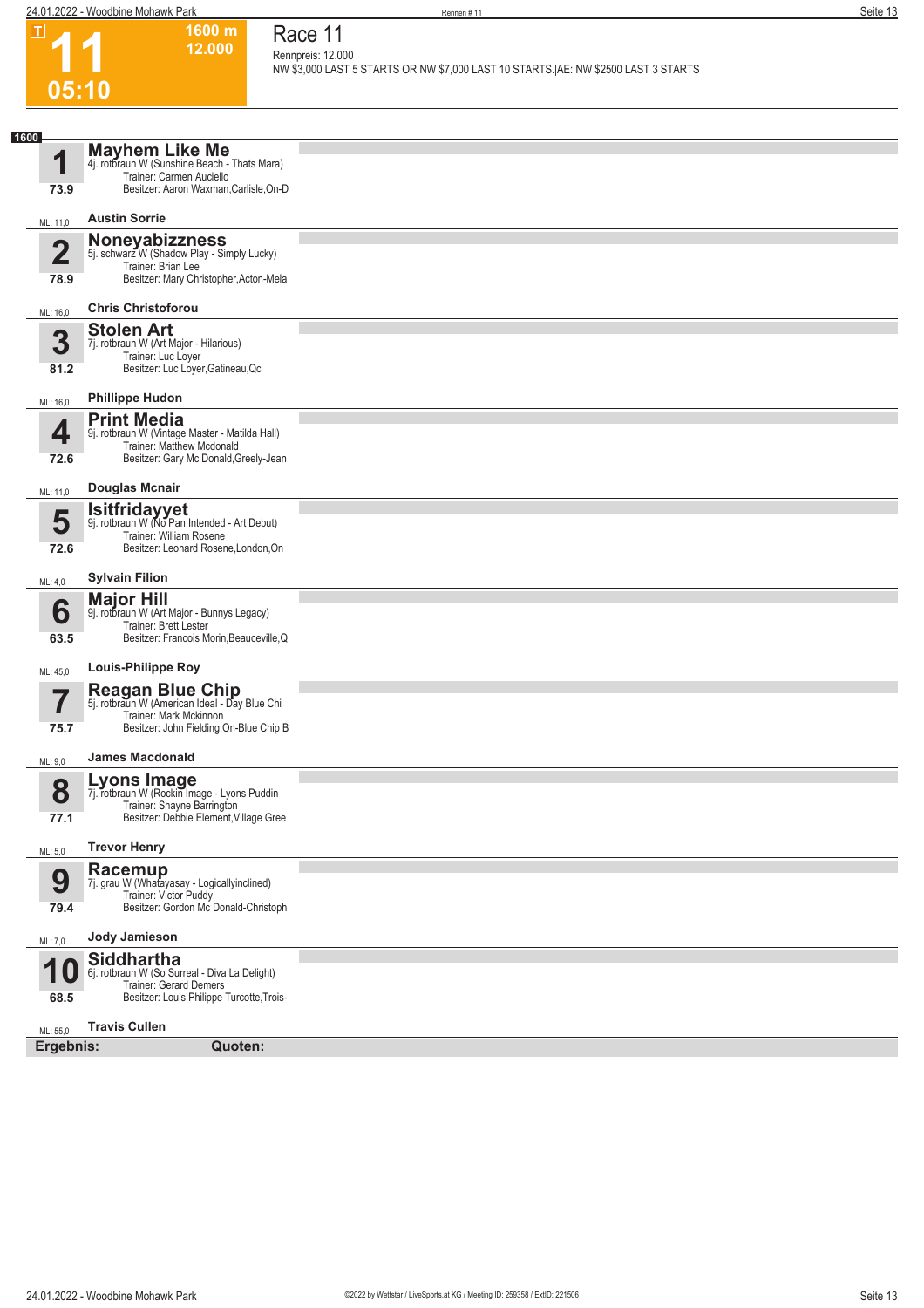# 11

**1600 m**
**12.000**

**05:10**

## Race 11

Rennpreis: 12.000

NW $3,000 LAST 5 STARTS OR NW $7,000 LAST 10 STARTS.|AE: NW $2500 LAST 3 STARTS

**1600**

**1** — **Mayhem Like Me**
4j. rotbraun W (Sunshine Beach - Thats Mara)
Trainer: Carmen Auciello
Besitzer: Aaron Waxman,Carlisle,On-D
73.9
ML: 11,0 — **Austin Sorrie**

**2** — **Noneyabizzness**
5j. schwarz W (Shadow Play - Simply Lucky)
Trainer: Brian Lee
Besitzer: Mary Christopher,Acton-Mela
78.9
ML: 16,0 — **Chris Christoforou**

**3** — **Stolen Art**
7j. rotbraun W (Art Major - Hilarious)
Trainer: Luc Loyer
Besitzer: Luc Loyer,Gatineau,Qc
81.2
ML: 16,0 — **Phillippe Hudon**

**4** — **Print Media**
9j. rotbraun W (Vintage Master - Matilda Hall)
Trainer: Matthew Mcdonald
Besitzer: Gary Mc Donald,Greely-Jean
72.6
ML: 11,0 — **Douglas Mcnair**

**5** — **Isitfridayyet**
9j. rotbraun W (No Pan Intended - Art Debut)
Trainer: William Rosene
Besitzer: Leonard Rosene,London,On
72.6
ML: 4,0 — **Sylvain Filion**

**6** — **Major Hill**
9j. rotbraun W (Art Major - Bunnys Legacy)
Trainer: Brett Lester
Besitzer: Francois Morin,Beauceville,Q
63.5
ML: 45,0 — **Louis-Philippe Roy**

**7** — **Reagan Blue Chip**
5j. rotbraun W (American Ideal - Day Blue Chi
Trainer: Mark Mckinnon
Besitzer: John Fielding,On-Blue Chip B
75.7
ML: 9,0 — **James Macdonald**

**8** — **Lyons Image**
7j. rotbraun W (Rockin Image - Lyons Puddin
Trainer: Shayne Barrington
Besitzer: Debbie Element,Village Gree
77.1
ML: 5,0 — **Trevor Henry**

**9** — **Racemup**
7j. grau W (Whatayasay - Logicallyinclined)
Trainer: Victor Puddy
Besitzer: Gordon Mc Donald-Christoph
79.4
ML: 7,0 — **Jody Jamieson**

**10** — **Siddhartha**
6j. rotbraun W (So Surreal - Diva La Delight)
Trainer: Gerard Demers
Besitzer: Louis Philippe Turcotte,Trois-
68.5
ML: 55,0 — **Travis Cullen**

**Ergebnis:** **Quoten:**